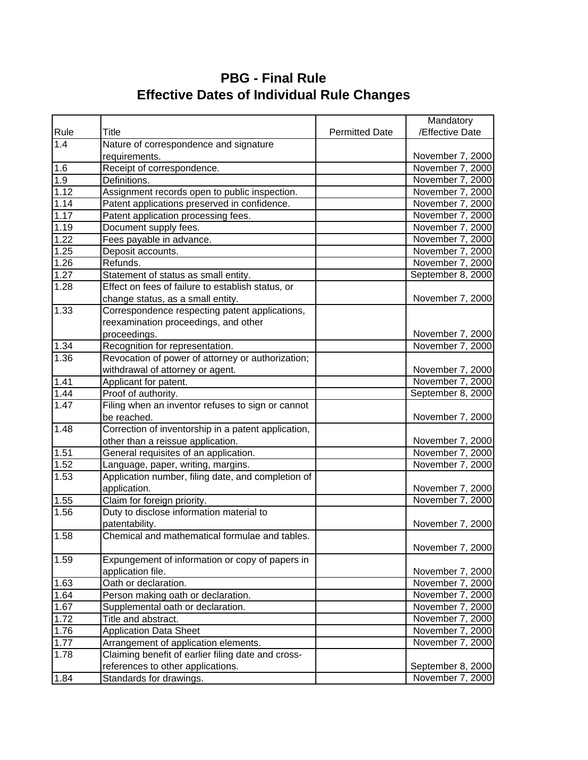# PBG - Final Rule
## Effective Dates of Individual Rule Changes

| Rule | Title | Permitted Date | Mandatory /Effective Date |
|---|---|---|---|
| 1.4 | Nature of correspondence and signature requirements. | | November 7, 2000 |
| 1.6 | Receipt of correspondence. | | November 7, 2000 |
| 1.9 | Definitions. | | November 7, 2000 |
| 1.12 | Assignment records open to public inspection. | | November 7, 2000 |
| 1.14 | Patent applications preserved in confidence. | | November 7, 2000 |
| 1.17 | Patent application processing fees. | | November 7, 2000 |
| 1.19 | Document supply fees. | | November 7, 2000 |
| 1.22 | Fees payable in advance. | | November 7, 2000 |
| 1.25 | Deposit accounts. | | November 7, 2000 |
| 1.26 | Refunds. | | November 7, 2000 |
| 1.27 | Statement of status as small entity. | | September 8, 2000 |
| 1.28 | Effect on fees of failure to establish status, or change status, as a small entity. | | November 7, 2000 |
| 1.33 | Correspondence respecting patent applications, reexamination proceedings, and other proceedings. | | November 7, 2000 |
| 1.34 | Recognition for representation. | | November 7, 2000 |
| 1.36 | Revocation of power of attorney or authorization; withdrawal of attorney or agent. | | November 7, 2000 |
| 1.41 | Applicant for patent. | | November 7, 2000 |
| 1.44 | Proof of authority. | | September 8, 2000 |
| 1.47 | Filing when an inventor refuses to sign or cannot be reached. | | November 7, 2000 |
| 1.48 | Correction of inventorship in a patent application, other than a reissue application. | | November 7, 2000 |
| 1.51 | General requisites of an application. | | November 7, 2000 |
| 1.52 | Language, paper, writing, margins. | | November 7, 2000 |
| 1.53 | Application number, filing date, and completion of application. | | November 7, 2000 |
| 1.55 | Claim for foreign priority. | | November 7, 2000 |
| 1.56 | Duty to disclose information material to patentability. | | November 7, 2000 |
| 1.58 | Chemical and mathematical formulae and tables. | | November 7, 2000 |
| 1.59 | Expungement of information or copy of papers in application file. | | November 7, 2000 |
| 1.63 | Oath or declaration. | | November 7, 2000 |
| 1.64 | Person making oath or declaration. | | November 7, 2000 |
| 1.67 | Supplemental oath or declaration. | | November 7, 2000 |
| 1.72 | Title and abstract. | | November 7, 2000 |
| 1.76 | Application Data Sheet | | November 7, 2000 |
| 1.77 | Arrangement of application elements. | | November 7, 2000 |
| 1.78 | Claiming benefit of earlier filing date and cross-references to other applications. | | September 8, 2000 |
| 1.84 | Standards for drawings. | | November 7, 2000 |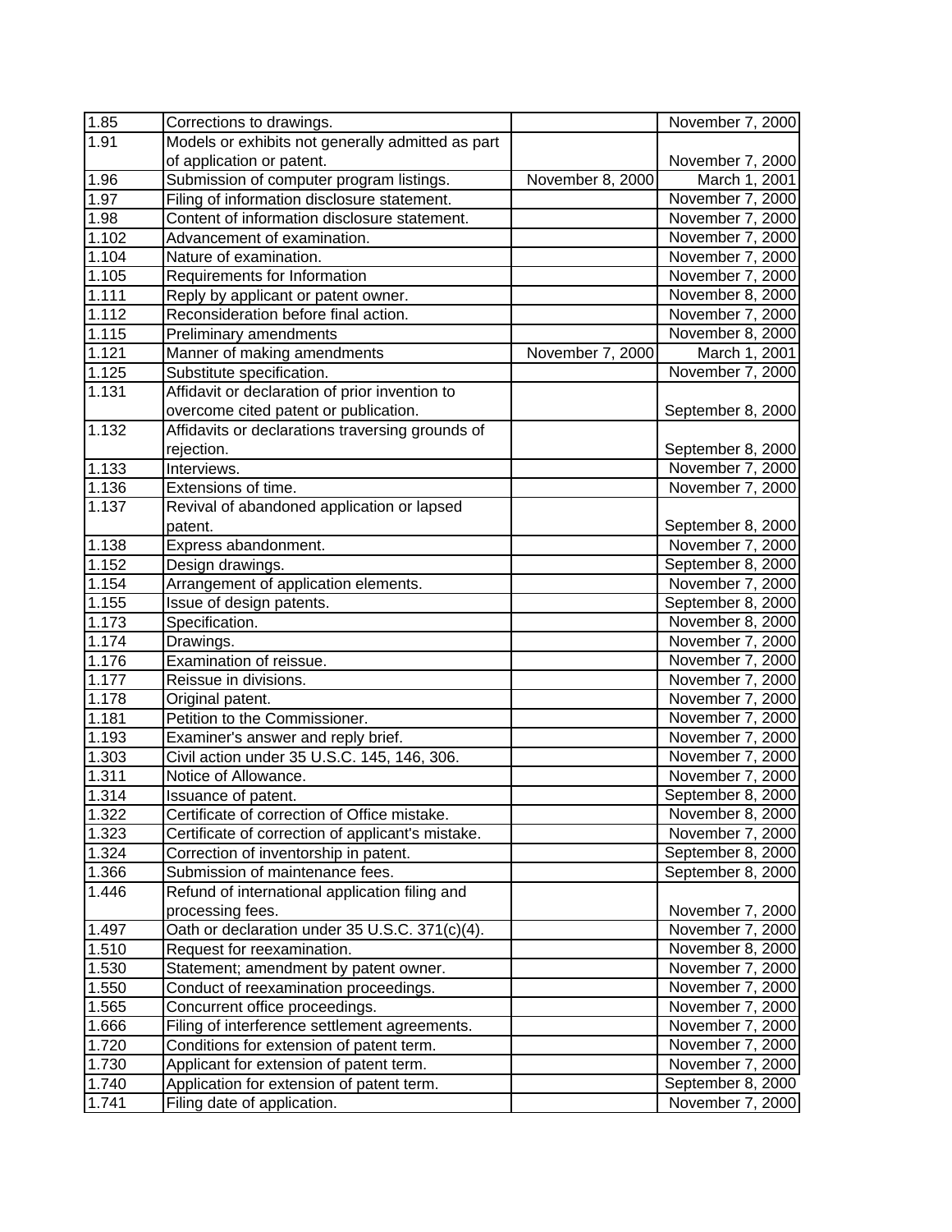| | | | |
|---|---|---|---|
| 1.85 | Corrections to drawings. | | November 7, 2000 |
| 1.91 | Models or exhibits not generally admitted as part of application or patent. | | November 7, 2000 |
| 1.96 | Submission of computer program listings. | November 8, 2000 | March 1, 2001 |
| 1.97 | Filing of information disclosure statement. | | November 7, 2000 |
| 1.98 | Content of information disclosure statement. | | November 7, 2000 |
| 1.102 | Advancement of examination. | | November 7, 2000 |
| 1.104 | Nature of examination. | | November 7, 2000 |
| 1.105 | Requirements for Information | | November 7, 2000 |
| 1.111 | Reply by applicant or patent owner. | | November 8, 2000 |
| 1.112 | Reconsideration before final action. | | November 7, 2000 |
| 1.115 | Preliminary amendments | | November 8, 2000 |
| 1.121 | Manner of making amendments | November 7, 2000 | March 1, 2001 |
| 1.125 | Substitute specification. | | November 7, 2000 |
| 1.131 | Affidavit or declaration of prior invention to overcome cited patent or publication. | | September 8, 2000 |
| 1.132 | Affidavits or declarations traversing grounds of rejection. | | September 8, 2000 |
| 1.133 | Interviews. | | November 7, 2000 |
| 1.136 | Extensions of time. | | November 7, 2000 |
| 1.137 | Revival of abandoned application or lapsed patent. | | September 8, 2000 |
| 1.138 | Express abandonment. | | November 7, 2000 |
| 1.152 | Design drawings. | | September 8, 2000 |
| 1.154 | Arrangement of application elements. | | November 7, 2000 |
| 1.155 | Issue of design patents. | | September 8, 2000 |
| 1.173 | Specification. | | November 8, 2000 |
| 1.174 | Drawings. | | November 7, 2000 |
| 1.176 | Examination of reissue. | | November 7, 2000 |
| 1.177 | Reissue in divisions. | | November 7, 2000 |
| 1.178 | Original patent. | | November 7, 2000 |
| 1.181 | Petition to the Commissioner. | | November 7, 2000 |
| 1.193 | Examiner's answer and reply brief. | | November 7, 2000 |
| 1.303 | Civil action under 35 U.S.C. 145, 146, 306. | | November 7, 2000 |
| 1.311 | Notice of Allowance. | | November 7, 2000 |
| 1.314 | Issuance of patent. | | September 8, 2000 |
| 1.322 | Certificate of correction of Office mistake. | | November 8, 2000 |
| 1.323 | Certificate of correction of applicant's mistake. | | November 7, 2000 |
| 1.324 | Correction of inventorship in patent. | | September 8, 2000 |
| 1.366 | Submission of maintenance fees. | | September 8, 2000 |
| 1.446 | Refund of international application filing and processing fees. | | November 7, 2000 |
| 1.497 | Oath or declaration under 35 U.S.C. 371(c)(4). | | November 7, 2000 |
| 1.510 | Request for reexamination. | | November 8, 2000 |
| 1.530 | Statement; amendment by patent owner. | | November 7, 2000 |
| 1.550 | Conduct of reexamination proceedings. | | November 7, 2000 |
| 1.565 | Concurrent office proceedings. | | November 7, 2000 |
| 1.666 | Filing of interference settlement agreements. | | November 7, 2000 |
| 1.720 | Conditions for extension of patent term. | | November 7, 2000 |
| 1.730 | Applicant for extension of patent term. | | November 7, 2000 |
| 1.740 | Application for extension of patent term. | | September 8, 2000 |
| 1.741 | Filing date of application. | | November 7, 2000 |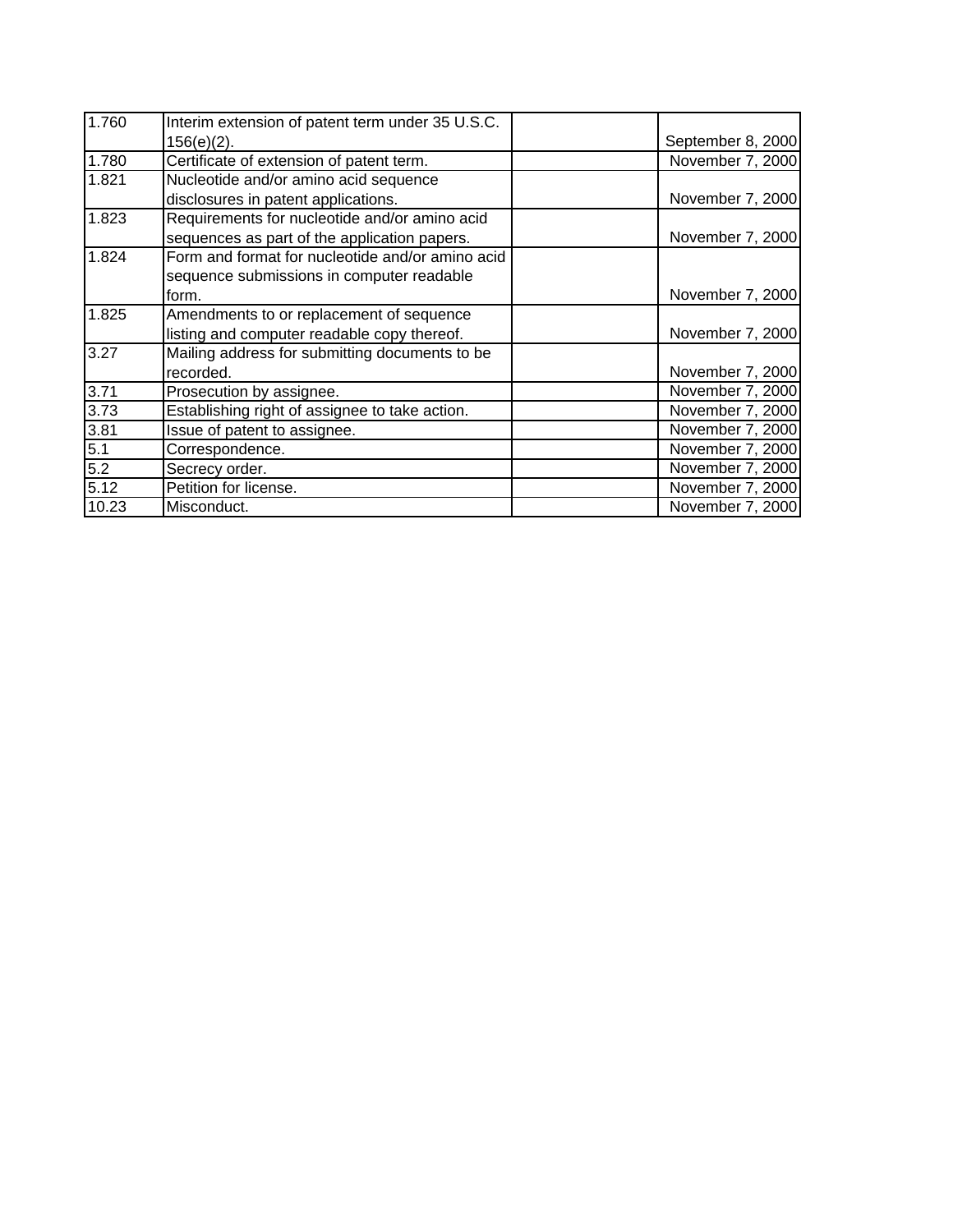| | | | |
|---|---|---|---|
| 1.760 | Interim extension of patent term under 35 U.S.C. 156(e)(2). | | September 8, 2000 |
| 1.780 | Certificate of extension of patent term. | | November 7, 2000 |
| 1.821 | Nucleotide and/or amino acid sequence disclosures in patent applications. | | November 7, 2000 |
| 1.823 | Requirements for nucleotide and/or amino acid sequences as part of the application papers. | | November 7, 2000 |
| 1.824 | Form and format for nucleotide and/or amino acid sequence submissions in computer readable form. | | November 7, 2000 |
| 1.825 | Amendments to or replacement of sequence listing and computer readable copy thereof. | | November 7, 2000 |
| 3.27 | Mailing address for submitting documents to be recorded. | | November 7, 2000 |
| 3.71 | Prosecution by assignee. | | November 7, 2000 |
| 3.73 | Establishing right of assignee to take action. | | November 7, 2000 |
| 3.81 | Issue of patent to assignee. | | November 7, 2000 |
| 5.1 | Correspondence. | | November 7, 2000 |
| 5.2 | Secrecy order. | | November 7, 2000 |
| 5.12 | Petition for license. | | November 7, 2000 |
| 10.23 | Misconduct. | | November 7, 2000 |